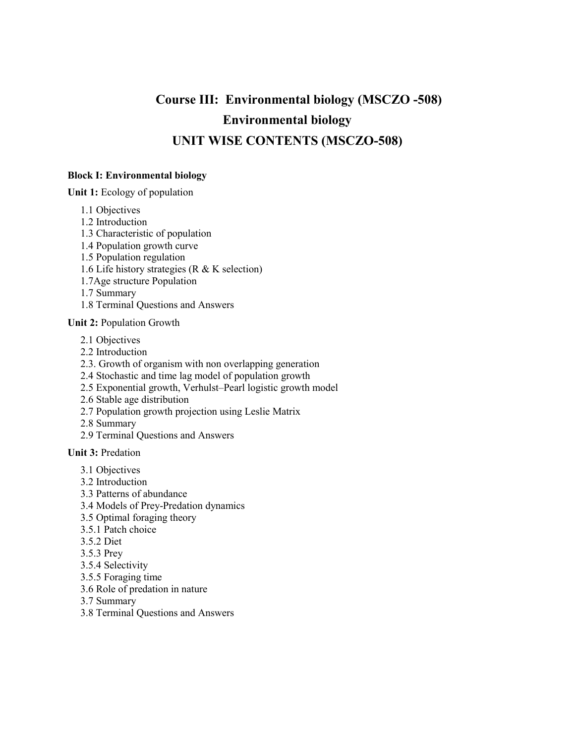# Course III: Environmental biology (MSCZO -508)

## Environmental biology

## UNIT WISE CONTENTS (MSCZO-508)

**Block I: Environmental biology**

**Unit 1:** Ecology of population

- 1.1 Objectives
- 1.2 Introduction
- 1.3 Characteristic of population
- 1.4 Population growth curve
- 1.5 Population regulation
- 1.6 Life history strategies (R & K selection)
- 1.7Age structure Population
- 1.7 Summary
- 1.8 Terminal Questions and Answers

**Unit 2:** Population Growth

- 2.1 Objectives
- 2.2 Introduction
- 2.3. Growth of organism with non overlapping generation
- 2.4 Stochastic and time lag model of population growth
- 2.5 Exponential growth, Verhulst–Pearl logistic growth model
- 2.6 Stable age distribution
- 2.7 Population growth projection using Leslie Matrix
- 2.8 Summary
- 2.9 Terminal Questions and Answers

**Unit 3:** Predation

- 3.1 Objectives
- 3.2 Introduction
- 3.3 Patterns of abundance
- 3.4 Models of Prey-Predation dynamics
- 3.5 Optimal foraging theory
- 3.5.1 Patch choice
- 3.5.2 Diet
- 3.5.3 Prey
- 3.5.4 Selectivity
- 3.5.5 Foraging time
- 3.6 Role of predation in nature
- 3.7 Summary
- 3.8 Terminal Questions and Answers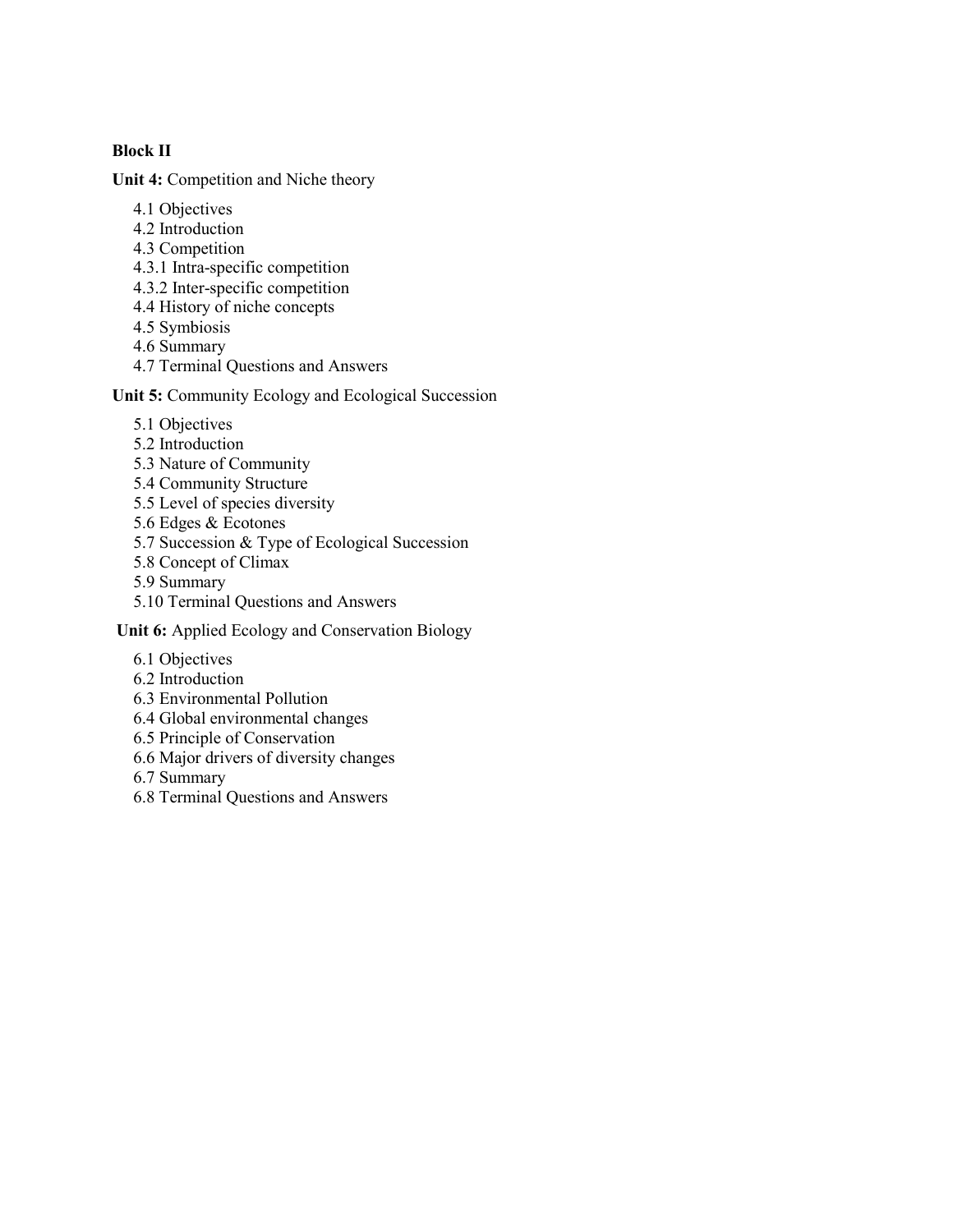**Block II**

**Unit 4:** Competition and Niche theory

4.1 Objectives
4.2 Introduction
4.3 Competition
4.3.1 Intra-specific competition
4.3.2 Inter-specific competition
4.4 History of niche concepts
4.5 Symbiosis
4.6 Summary
4.7 Terminal Questions and Answers

**Unit 5:** Community Ecology and Ecological Succession

5.1 Objectives
5.2 Introduction
5.3 Nature of Community
5.4 Community Structure
5.5 Level of species diversity
5.6 Edges & Ecotones
5.7 Succession & Type of Ecological Succession
5.8 Concept of Climax
5.9 Summary
5.10 Terminal Questions and Answers

**Unit 6:** Applied Ecology and Conservation Biology

6.1 Objectives
6.2 Introduction
6.3 Environmental Pollution
6.4 Global environmental changes
6.5 Principle of Conservation
6.6 Major drivers of diversity changes
6.7 Summary
6.8 Terminal Questions and Answers